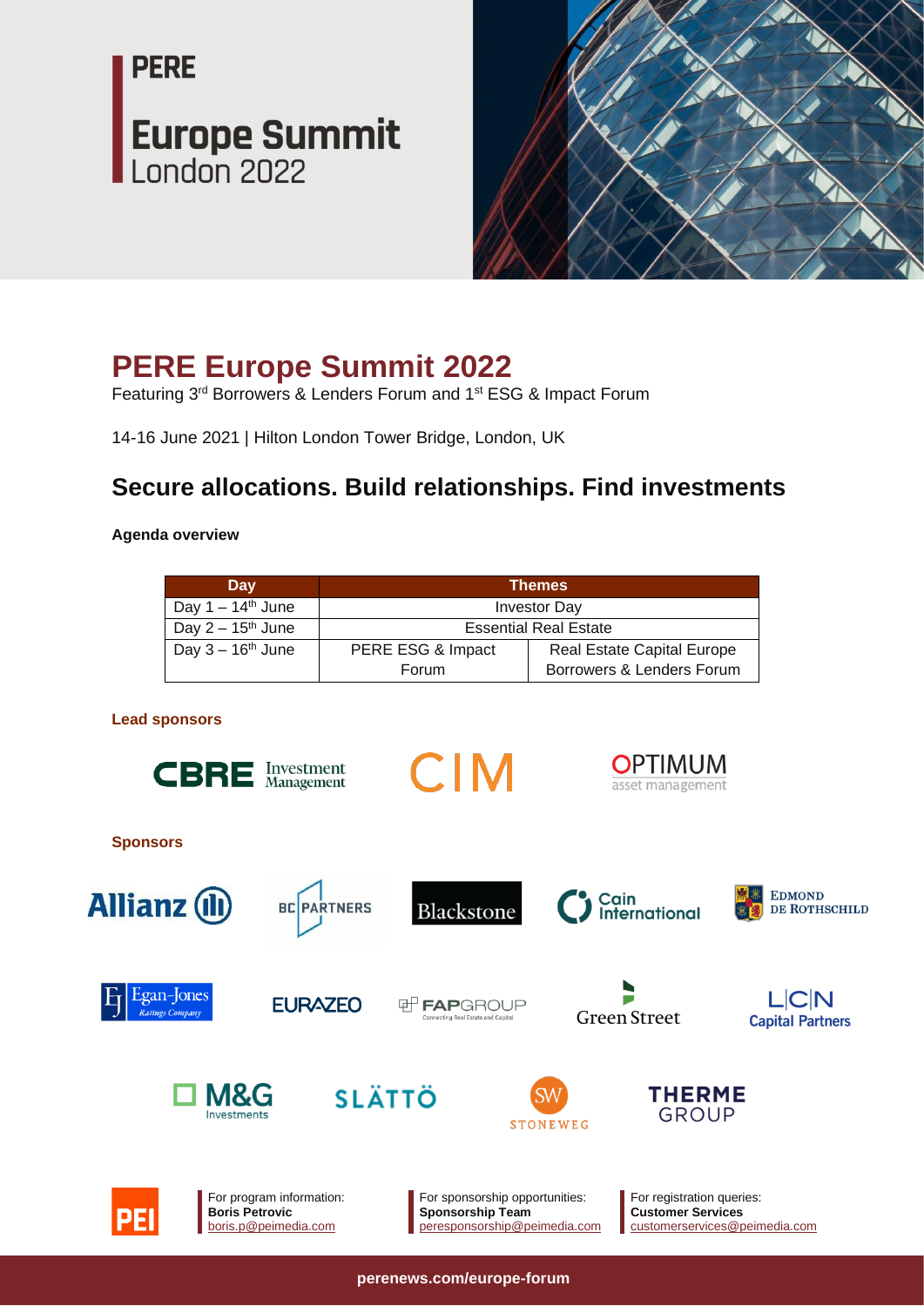PERE

Europe Summit
London 2022

# PERE Europe Summit 2022

Featuring 3rd Borrowers & Lenders Forum and 1st ESG & Impact Forum

14-16 June 2021 | Hilton London Tower Bridge, London, UK

## Secure allocations. Build relationships. Find investments

**Agenda overview**

| Day | Themes | |
|---|---|---|
| Day 1 – 14th June | Investor Day | |
| Day 2 – 15th June | Essential Real Estate | |
| Day 3 – 16th June | PERE ESG & Impact Forum | Real Estate Capital Europe Borrowers & Lenders Forum |

**Lead sponsors**

CBRE Investment Management, CIM, OPTIMUM asset management

**Sponsors**

Allianz, BC Partners, Blackstone, Cain International, Edmond de Rothschild, Egan-Jones Ratings Company, Eurazeo, FAPGroup, Green Street, LCN Capital Partners, M&G Investments, Slättö, Stoneweg, Therme Group

For program information:
**Boris Petrovic**
boris.p@peimedia.com

For sponsorship opportunities:
**Sponsorship Team**
peresponsorship@peimedia.com

For registration queries:
**Customer Services**
customerservices@peimedia.com

perenews.com/europe-forum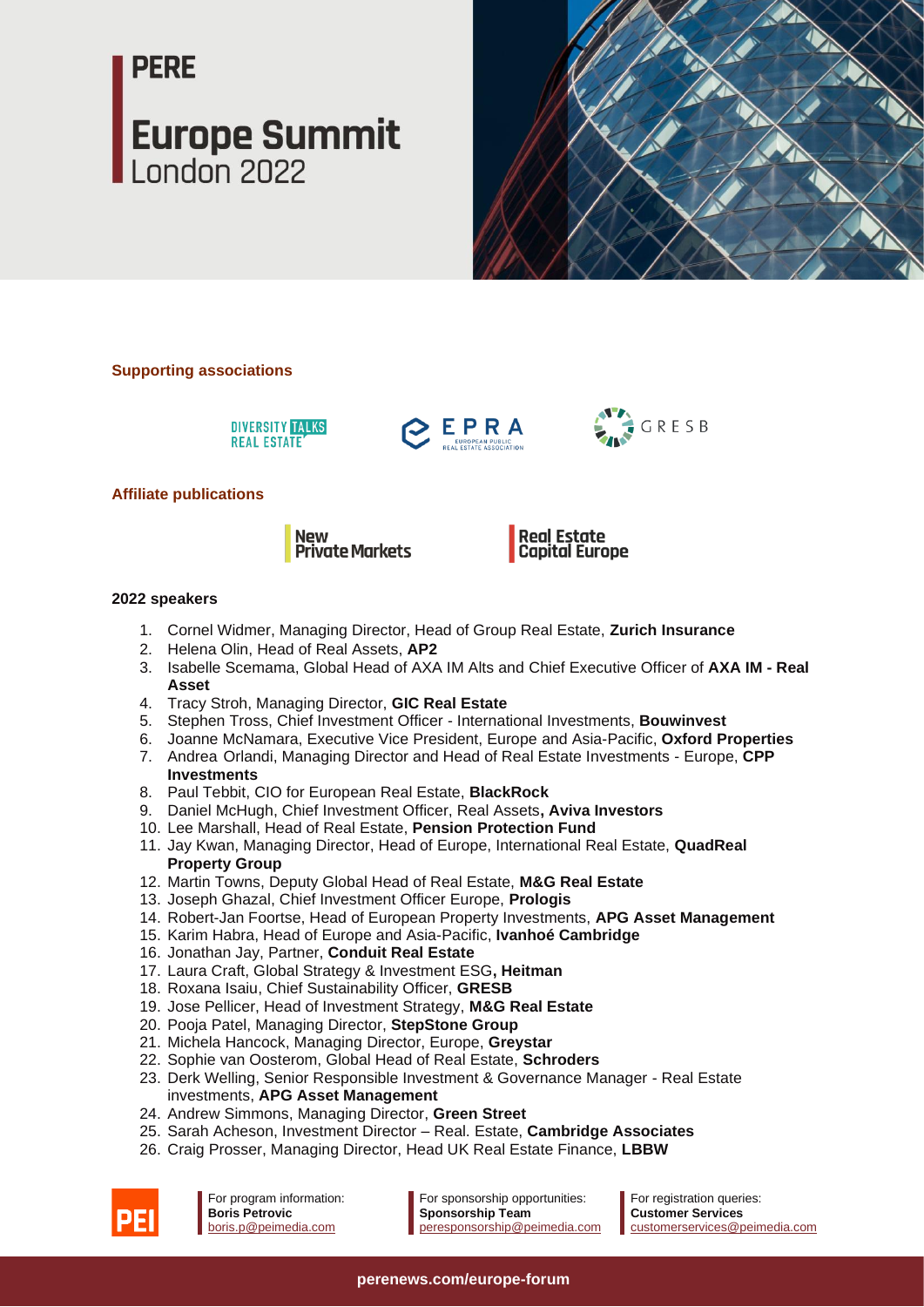# PERE

## Europe Summit
London 2022

**Supporting associations**

DIVERSITY TALKS REAL ESTATE

EPRA EUROPEAN PUBLIC REAL ESTATE ASSOCIATION

GRESB

**Affiliate publications**

New Private Markets

Real Estate Capital Europe

### 2022 speakers

1. Cornel Widmer, Managing Director, Head of Group Real Estate, **Zurich Insurance**
2. Helena Olin, Head of Real Assets, **AP2**
3. Isabelle Scemama, Global Head of AXA IM Alts and Chief Executive Officer of **AXA IM - Real Asset**
4. Tracy Stroh, Managing Director, **GIC Real Estate**
5. Stephen Tross, Chief Investment Officer - International Investments, **Bouwinvest**
6. Joanne McNamara, Executive Vice President, Europe and Asia-Pacific, **Oxford Properties**
7. Andrea Orlandi, Managing Director and Head of Real Estate Investments - Europe, **CPP Investments**
8. Paul Tebbit, CIO for European Real Estate, **BlackRock**
9. Daniel McHugh, Chief Investment Officer, Real Assets**, Aviva Investors**
10. Lee Marshall, Head of Real Estate, **Pension Protection Fund**
11. Jay Kwan, Managing Director, Head of Europe, International Real Estate, **QuadReal Property Group**
12. Martin Towns, Deputy Global Head of Real Estate, **M&G Real Estate**
13. Joseph Ghazal, Chief Investment Officer Europe, **Prologis**
14. Robert-Jan Foortse, Head of European Property Investments, **APG Asset Management**
15. Karim Habra, Head of Europe and Asia-Pacific, **Ivanhoé Cambridge**
16. Jonathan Jay, Partner, **Conduit Real Estate**
17. Laura Craft, Global Strategy & Investment ESG**, Heitman**
18. Roxana Isaiu, Chief Sustainability Officer, **GRESB**
19. Jose Pellicer, Head of Investment Strategy, **M&G Real Estate**
20. Pooja Patel, Managing Director, **StepStone Group**
21. Michela Hancock, Managing Director, Europe, **Greystar**
22. Sophie van Oosterom, Global Head of Real Estate, **Schroders**
23. Derk Welling, Senior Responsible Investment & Governance Manager - Real Estate investments, **APG Asset Management**
24. Andrew Simmons, Managing Director, **Green Street**
25. Sarah Acheson, Investment Director – Real. Estate, **Cambridge Associates**
26. Craig Prosser, Managing Director, Head UK Real Estate Finance, **LBBW**

PEI

For program information:
**Boris Petrovic**
boris.p@peimedia.com

For sponsorship opportunities:
**Sponsorship Team**
peresponsorship@peimedia.com

For registration queries:
**Customer Services**
customerservices@peimedia.com

**perenews.com/europe-forum**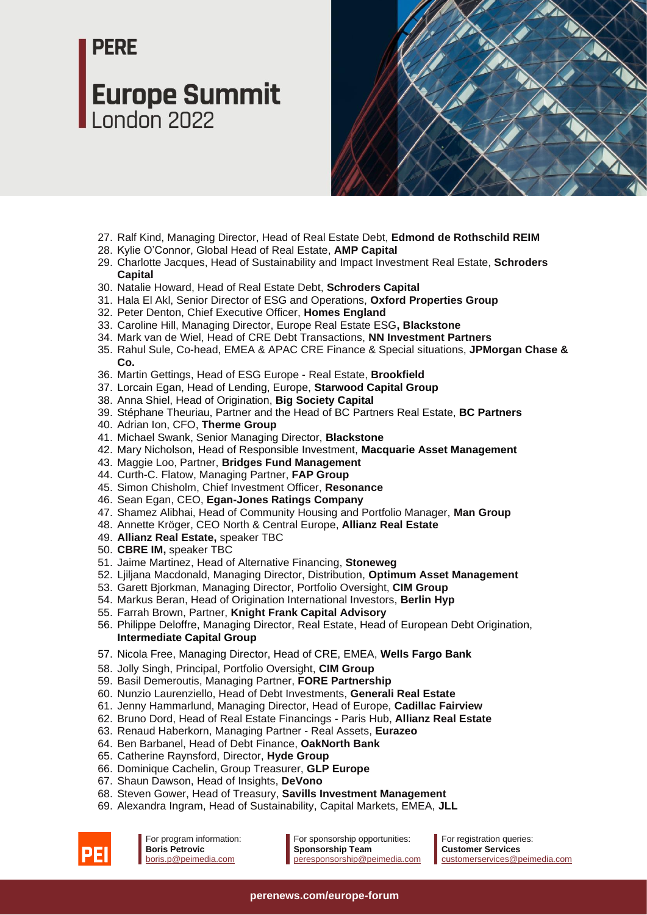27. Ralf Kind, Managing Director, Head of Real Estate Debt, **Edmond de Rothschild REIM**
28. Kylie O'Connor, Global Head of Real Estate, **AMP Capital**
29. Charlotte Jacques, Head of Sustainability and Impact Investment Real Estate, **Schroders Capital**
30. Natalie Howard, Head of Real Estate Debt, **Schroders Capital**
31. Hala El Akl, Senior Director of ESG and Operations, **Oxford Properties Group**
32. Peter Denton, Chief Executive Officer, **Homes England**
33. Caroline Hill, Managing Director, Europe Real Estate ESG**, Blackstone**
34. Mark van de Wiel, Head of CRE Debt Transactions, **NN Investment Partners**
35. Rahul Sule, Co-head, EMEA & APAC CRE Finance & Special situations, **JPMorgan Chase & Co.**
36. Martin Gettings, Head of ESG Europe - Real Estate, **Brookfield**
37. Lorcain Egan, Head of Lending, Europe, **Starwood Capital Group**
38. Anna Shiel, Head of Origination, **Big Society Capital**
39. Stéphane Theuriau, Partner and the Head of BC Partners Real Estate, **BC Partners**
40. Adrian Ion, CFO, **Therme Group**
41. Michael Swank, Senior Managing Director, **Blackstone**
42. Mary Nicholson, Head of Responsible Investment, **Macquarie Asset Management**
43. Maggie Loo, Partner, **Bridges Fund Management**
44. Curth-C. Flatow, Managing Partner, **FAP Group**
45. Simon Chisholm, Chief Investment Officer, **Resonance**
46. Sean Egan, CEO, **Egan-Jones Ratings Company**
47. Shamez Alibhai, Head of Community Housing and Portfolio Manager, **Man Group**
48. Annette Kröger, CEO North & Central Europe, **Allianz Real Estate**
49. **Allianz Real Estate,** speaker TBC
50. **CBRE IM,** speaker TBC
51. Jaime Martinez, Head of Alternative Financing, **Stoneweg**
52. Ljiljana Macdonald, Managing Director, Distribution, **Optimum Asset Management**
53. Garett Bjorkman, Managing Director, Portfolio Oversight, **CIM Group**
54. Markus Beran, Head of Origination International Investors, **Berlin Hyp**
55. Farrah Brown, Partner, **Knight Frank Capital Advisory**
56. Philippe Deloffre, Managing Director, Real Estate, Head of European Debt Origination, **Intermediate Capital Group**
57. Nicola Free, Managing Director, Head of CRE, EMEA, **Wells Fargo Bank**
58. Jolly Singh, Principal, Portfolio Oversight, **CIM Group**
59. Basil Demeroutis, Managing Partner, **FORE Partnership**
60. Nunzio Laurenziello, Head of Debt Investments, **Generali Real Estate**
61. Jenny Hammarlund, Managing Director, Head of Europe, **Cadillac Fairview**
62. Bruno Dord, Head of Real Estate Financings - Paris Hub, **Allianz Real Estate**
63. Renaud Haberkorn, Managing Partner - Real Assets, **Eurazeo**
64. Ben Barbanel, Head of Debt Finance, **OakNorth Bank**
65. Catherine Raynsford, Director, **Hyde Group**
66. Dominique Cachelin, Group Treasurer, **GLP Europe**
67. Shaun Dawson, Head of Insights, **DeVono**
68. Steven Gower, Head of Treasury, **Savills Investment Management**
69. Alexandra Ingram, Head of Sustainability, Capital Markets, EMEA, **JLL**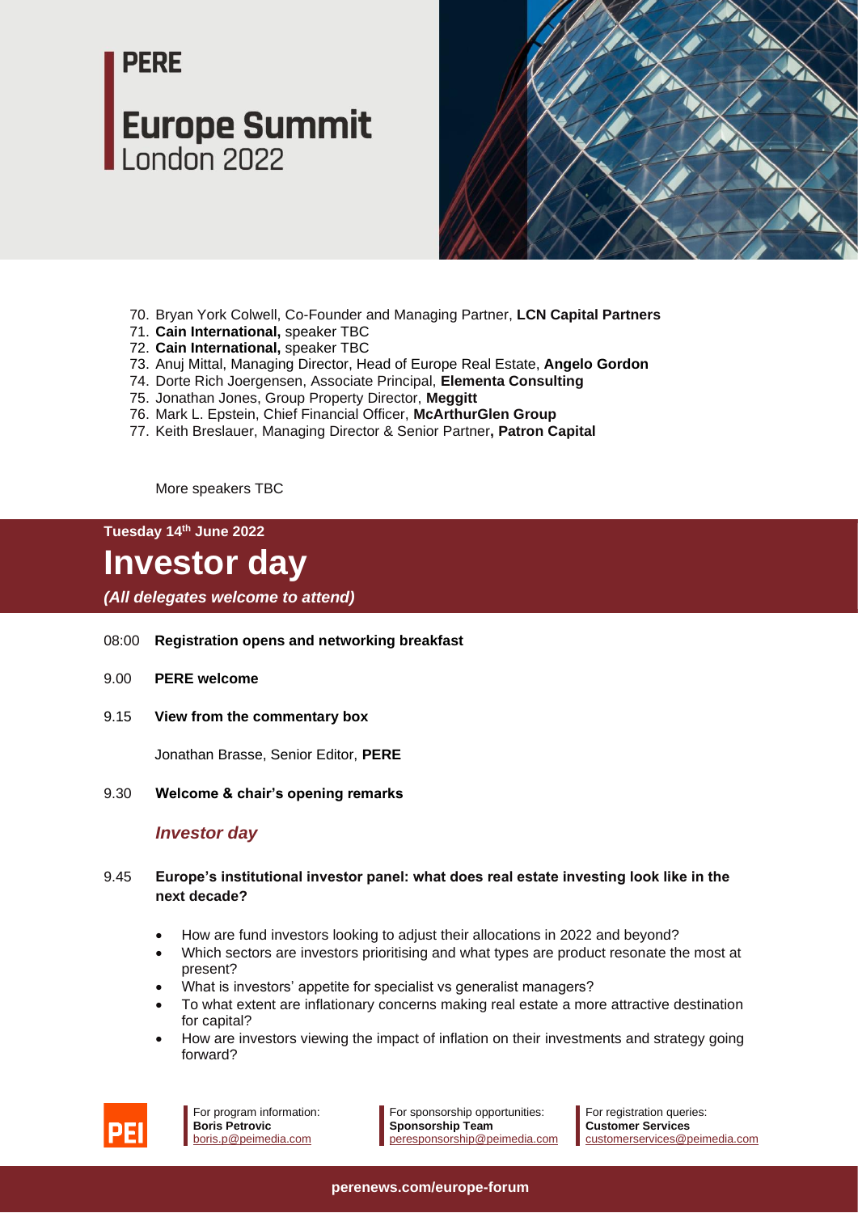70. Bryan York Colwell, Co-Founder and Managing Partner, **LCN Capital Partners**
71. **Cain International,** speaker TBC
72. **Cain International,** speaker TBC
73. Anuj Mittal, Managing Director, Head of Europe Real Estate, **Angelo Gordon**
74. Dorte Rich Joergensen, Associate Principal, **Elementa Consulting**
75. Jonathan Jones, Group Property Director, **Meggitt**
76. Mark L. Epstein, Chief Financial Officer, **McArthurGlen Group**
77. Keith Breslauer, Managing Director & Senior Partner**, Patron Capital**

More speakers TBC

**Tuesday 14th June 2022**

# Investor day

***(All delegates welcome to attend)***

08:00 **Registration opens and networking breakfast**

9.00 **PERE welcome**

9.15 **View from the commentary box**

Jonathan Brasse, Senior Editor, **PERE**

9.30 **Welcome & chair's opening remarks**

***Investor day***

9.45 **Europe's institutional investor panel: what does real estate investing look like in the next decade?**

- How are fund investors looking to adjust their allocations in 2022 and beyond?
- Which sectors are investors prioritising and what types are product resonate the most at present?
- What is investors' appetite for specialist vs generalist managers?
- To what extent are inflationary concerns making real estate a more attractive destination for capital?
- How are investors viewing the impact of inflation on their investments and strategy going forward?

For program information: **Boris Petrovic** boris.p@peimedia.com

For sponsorship opportunities: **Sponsorship Team** peresponsorship@peimedia.com

For registration queries: **Customer Services** customerservices@peimedia.com

perenews.com/europe-forum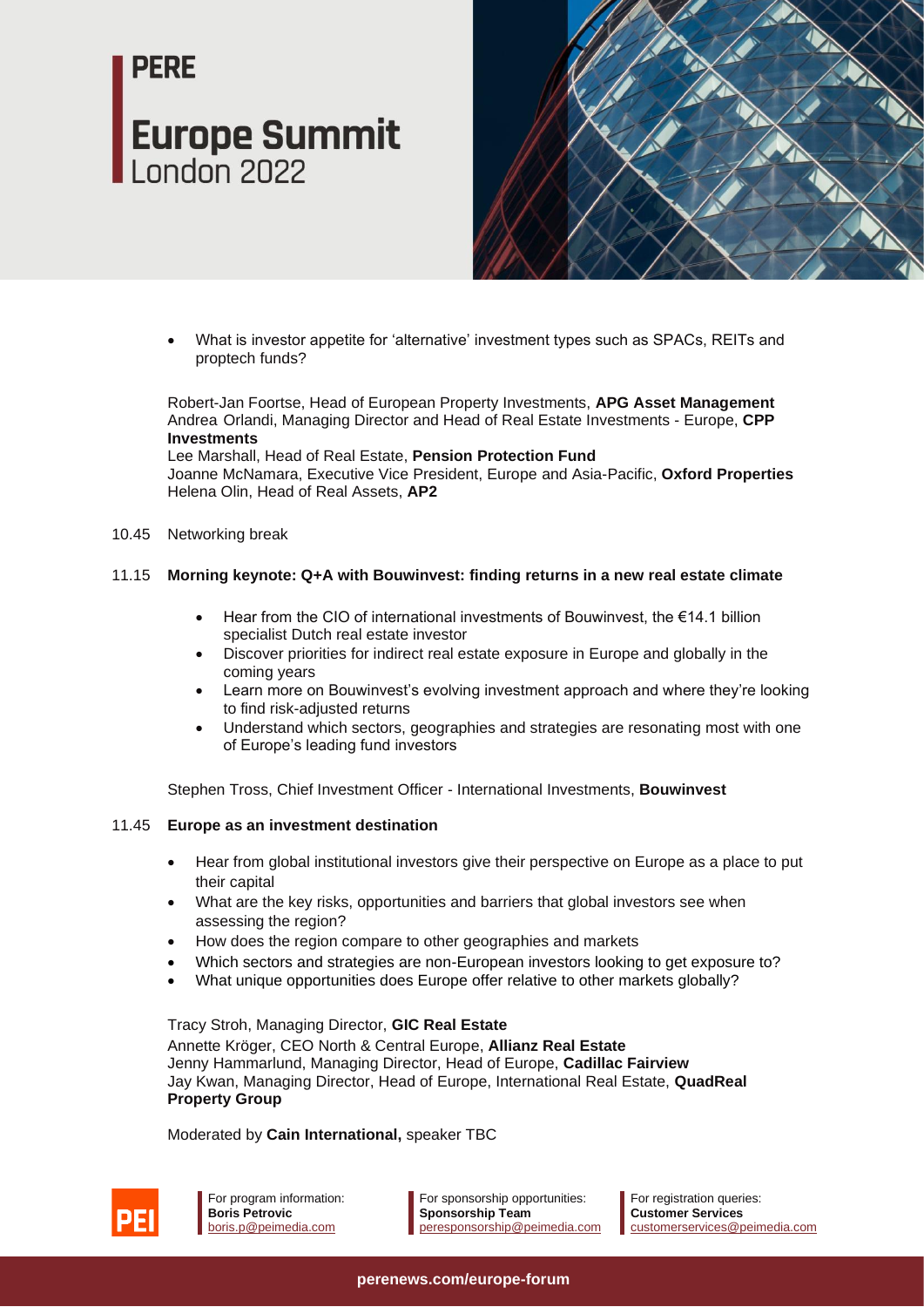- What is investor appetite for 'alternative' investment types such as SPACs, REITs and proptech funds?

Robert-Jan Foortse, Head of European Property Investments, **APG Asset Management**
Andrea Orlandi, Managing Director and Head of Real Estate Investments - Europe, **CPP Investments**
Lee Marshall, Head of Real Estate, **Pension Protection Fund**
Joanne McNamara, Executive Vice President, Europe and Asia-Pacific, **Oxford Properties**
Helena Olin, Head of Real Assets, **AP2**

10.45 Networking break

11.15 **Morning keynote: Q+A with Bouwinvest: finding returns in a new real estate climate**

- Hear from the CIO of international investments of Bouwinvest, the €14.1 billion specialist Dutch real estate investor
- Discover priorities for indirect real estate exposure in Europe and globally in the coming years
- Learn more on Bouwinvest's evolving investment approach and where they're looking to find risk-adjusted returns
- Understand which sectors, geographies and strategies are resonating most with one of Europe's leading fund investors

Stephen Tross, Chief Investment Officer - International Investments, **Bouwinvest**

11.45 **Europe as an investment destination**

- Hear from global institutional investors give their perspective on Europe as a place to put their capital
- What are the key risks, opportunities and barriers that global investors see when assessing the region?
- How does the region compare to other geographies and markets
- Which sectors and strategies are non-European investors looking to get exposure to?
- What unique opportunities does Europe offer relative to other markets globally?

Tracy Stroh, Managing Director, **GIC Real Estate**
Annette Kröger, CEO North & Central Europe, **Allianz Real Estate**
Jenny Hammarlund, Managing Director, Head of Europe, **Cadillac Fairview**
Jay Kwan, Managing Director, Head of Europe, International Real Estate, **QuadReal Property Group**

Moderated by **Cain International,** speaker TBC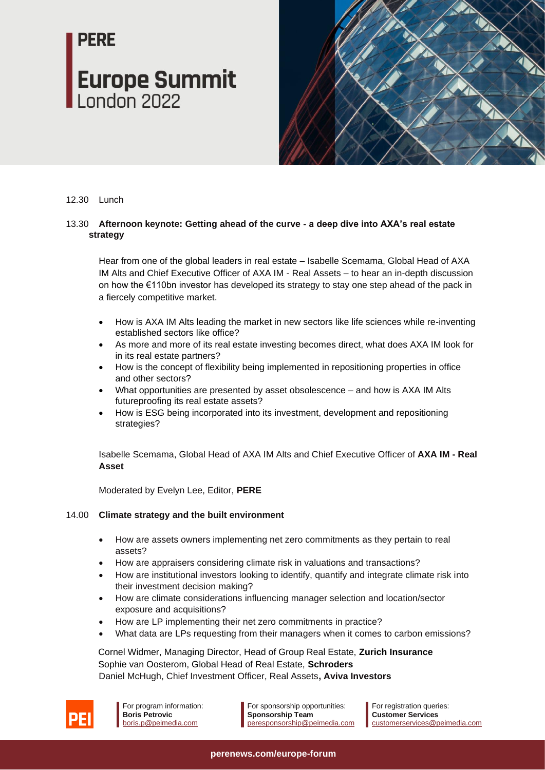12.30 Lunch

13.30 **Afternoon keynote: Getting ahead of the curve - a deep dive into AXA's real estate strategy**

Hear from one of the global leaders in real estate – Isabelle Scemama, Global Head of AXA IM Alts and Chief Executive Officer of AXA IM - Real Assets – to hear an in-depth discussion on how the €110bn investor has developed its strategy to stay one step ahead of the pack in a fiercely competitive market.

- How is AXA IM Alts leading the market in new sectors like life sciences while re-inventing established sectors like office?
- As more and more of its real estate investing becomes direct, what does AXA IM look for in its real estate partners?
- How is the concept of flexibility being implemented in repositioning properties in office and other sectors?
- What opportunities are presented by asset obsolescence – and how is AXA IM Alts futureproofing its real estate assets?
- How is ESG being incorporated into its investment, development and repositioning strategies?

Isabelle Scemama, Global Head of AXA IM Alts and Chief Executive Officer of **AXA IM - Real Asset**

Moderated by Evelyn Lee, Editor, **PERE**

14.00 **Climate strategy and the built environment**

- How are assets owners implementing net zero commitments as they pertain to real assets?
- How are appraisers considering climate risk in valuations and transactions?
- How are institutional investors looking to identify, quantify and integrate climate risk into their investment decision making?
- How are climate considerations influencing manager selection and location/sector exposure and acquisitions?
- How are LP implementing their net zero commitments in practice?
- What data are LPs requesting from their managers when it comes to carbon emissions?

Cornel Widmer, Managing Director, Head of Group Real Estate, **Zurich Insurance**
Sophie van Oosterom, Global Head of Real Estate, **Schroders**
Daniel McHugh, Chief Investment Officer, Real Assets**, Aviva Investors**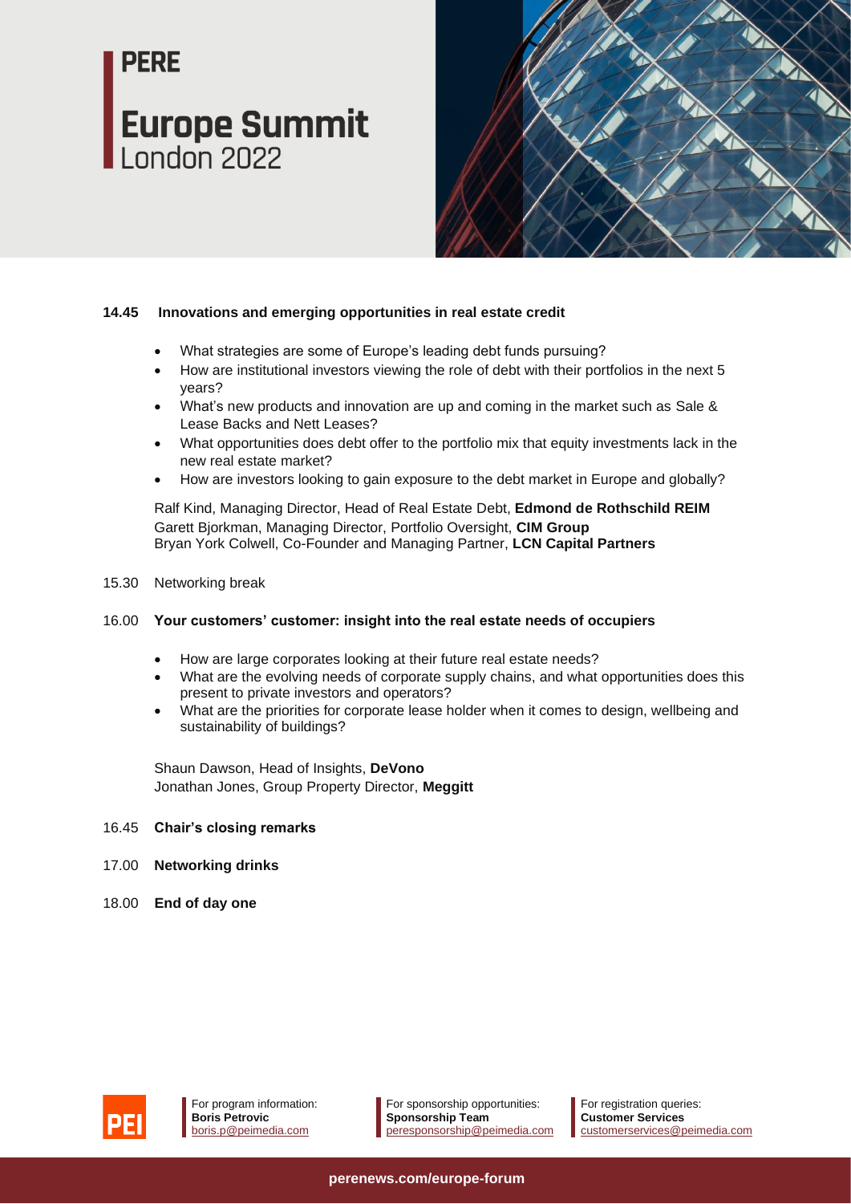**14.45 Innovations and emerging opportunities in real estate credit**

- What strategies are some of Europe's leading debt funds pursuing?
- How are institutional investors viewing the role of debt with their portfolios in the next 5 years?
- What's new products and innovation are up and coming in the market such as Sale & Lease Backs and Nett Leases?
- What opportunities does debt offer to the portfolio mix that equity investments lack in the new real estate market?
- How are investors looking to gain exposure to the debt market in Europe and globally?

Ralf Kind, Managing Director, Head of Real Estate Debt, **Edmond de Rothschild REIM**
Garett Bjorkman, Managing Director, Portfolio Oversight, **CIM Group**
Bryan York Colwell, Co-Founder and Managing Partner, **LCN Capital Partners**

15.30 Networking break

**16.00 Your customers' customer: insight into the real estate needs of occupiers**

- How are large corporates looking at their future real estate needs?
- What are the evolving needs of corporate supply chains, and what opportunities does this present to private investors and operators?
- What are the priorities for corporate lease holder when it comes to design, wellbeing and sustainability of buildings?

Shaun Dawson, Head of Insights, **DeVono**
Jonathan Jones, Group Property Director, **Meggitt**

16.45 **Chair's closing remarks**

17.00 **Networking drinks**

18.00 **End of day one**

For program information:
**Boris Petrovic**
boris.p@peimedia.com

For sponsorship opportunities:
**Sponsorship Team**
peresponsorship@peimedia.com

For registration queries:
**Customer Services**
customerservices@peimedia.com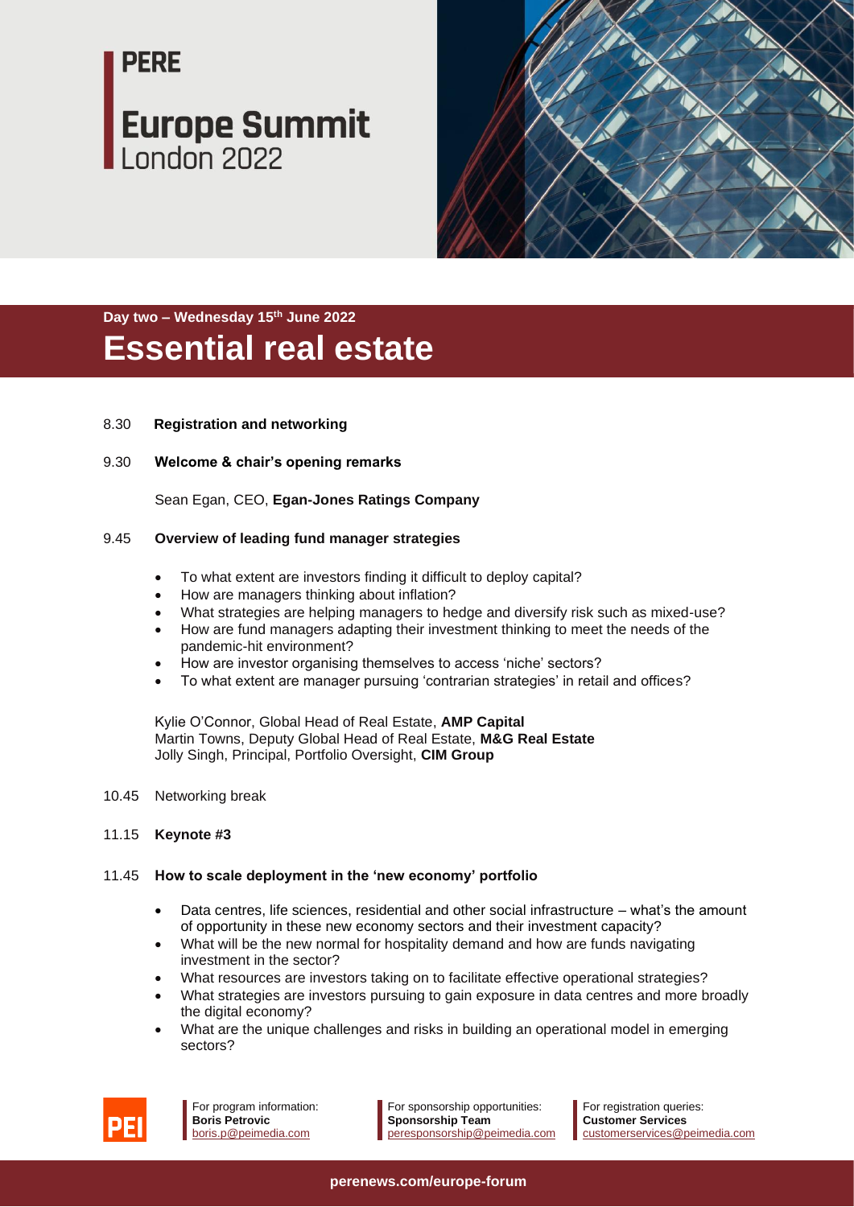# PERE

## Europe Summit
London 2022

Day two – Wednesday 15th June 2022

## Essential real estate

8.30 **Registration and networking**

9.30 **Welcome & chair's opening remarks**

Sean Egan, CEO, **Egan-Jones Ratings Company**

9.45 **Overview of leading fund manager strategies**

- To what extent are investors finding it difficult to deploy capital?
- How are managers thinking about inflation?
- What strategies are helping managers to hedge and diversify risk such as mixed-use?
- How are fund managers adapting their investment thinking to meet the needs of the pandemic-hit environment?
- How are investor organising themselves to access 'niche' sectors?
- To what extent are manager pursuing 'contrarian strategies' in retail and offices?

Kylie O'Connor, Global Head of Real Estate, **AMP Capital**
Martin Towns, Deputy Global Head of Real Estate, **M&G Real Estate**
Jolly Singh, Principal, Portfolio Oversight, **CIM Group**

10.45 Networking break

11.15 **Keynote #3**

11.45 **How to scale deployment in the 'new economy' portfolio**

- Data centres, life sciences, residential and other social infrastructure – what's the amount of opportunity in these new economy sectors and their investment capacity?
- What will be the new normal for hospitality demand and how are funds navigating investment in the sector?
- What resources are investors taking on to facilitate effective operational strategies?
- What strategies are investors pursuing to gain exposure in data centres and more broadly the digital economy?
- What are the unique challenges and risks in building an operational model in emerging sectors?

For program information:
**Boris Petrovic**
boris.p@peimedia.com

For sponsorship opportunities:
**Sponsorship Team**
peresponsorship@peimedia.com

For registration queries:
**Customer Services**
customerservices@peimedia.com

perenews.com/europe-forum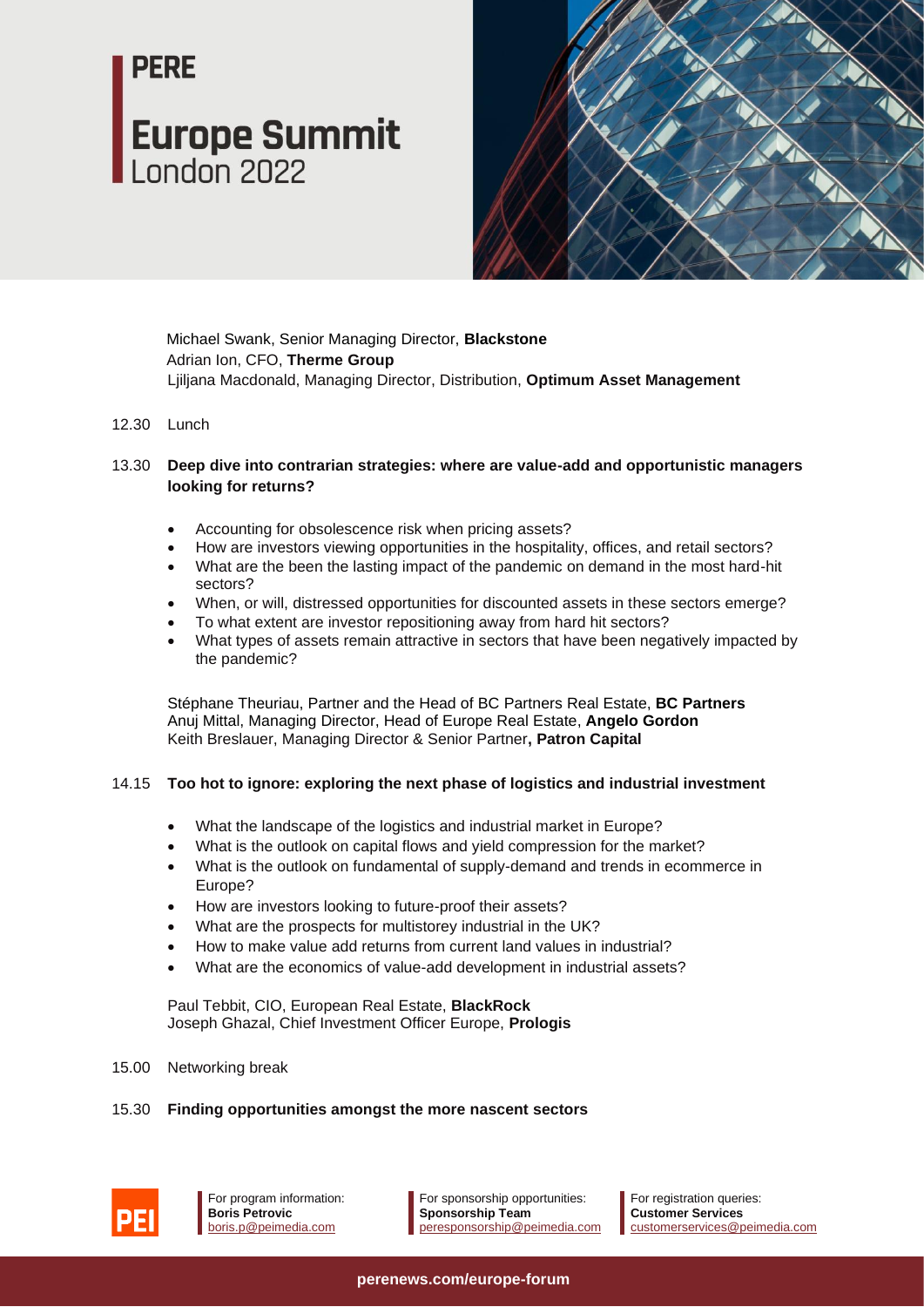Michael Swank, Senior Managing Director, **Blackstone**
Adrian Ion, CFO, **Therme Group**
Ljiljana Macdonald, Managing Director, Distribution, **Optimum Asset Management**

12.30 Lunch

13.30 **Deep dive into contrarian strategies: where are value-add and opportunistic managers looking for returns?**

- Accounting for obsolescence risk when pricing assets?
- How are investors viewing opportunities in the hospitality, offices, and retail sectors?
- What are the been the lasting impact of the pandemic on demand in the most hard-hit sectors?
- When, or will, distressed opportunities for discounted assets in these sectors emerge?
- To what extent are investor repositioning away from hard hit sectors?
- What types of assets remain attractive in sectors that have been negatively impacted by the pandemic?

Stéphane Theuriau, Partner and the Head of BC Partners Real Estate, **BC Partners**
Anuj Mittal, Managing Director, Head of Europe Real Estate, **Angelo Gordon**
Keith Breslauer, Managing Director & Senior Partner**, Patron Capital**

14.15 **Too hot to ignore: exploring the next phase of logistics and industrial investment**

- What the landscape of the logistics and industrial market in Europe?
- What is the outlook on capital flows and yield compression for the market?
- What is the outlook on fundamental of supply-demand and trends in ecommerce in Europe?
- How are investors looking to future-proof their assets?
- What are the prospects for multistorey industrial in the UK?
- How to make value add returns from current land values in industrial?
- What are the economics of value-add development in industrial assets?

Paul Tebbit, CIO, European Real Estate, **BlackRock**
Joseph Ghazal, Chief Investment Officer Europe, **Prologis**

15.00 Networking break

15.30 **Finding opportunities amongst the more nascent sectors**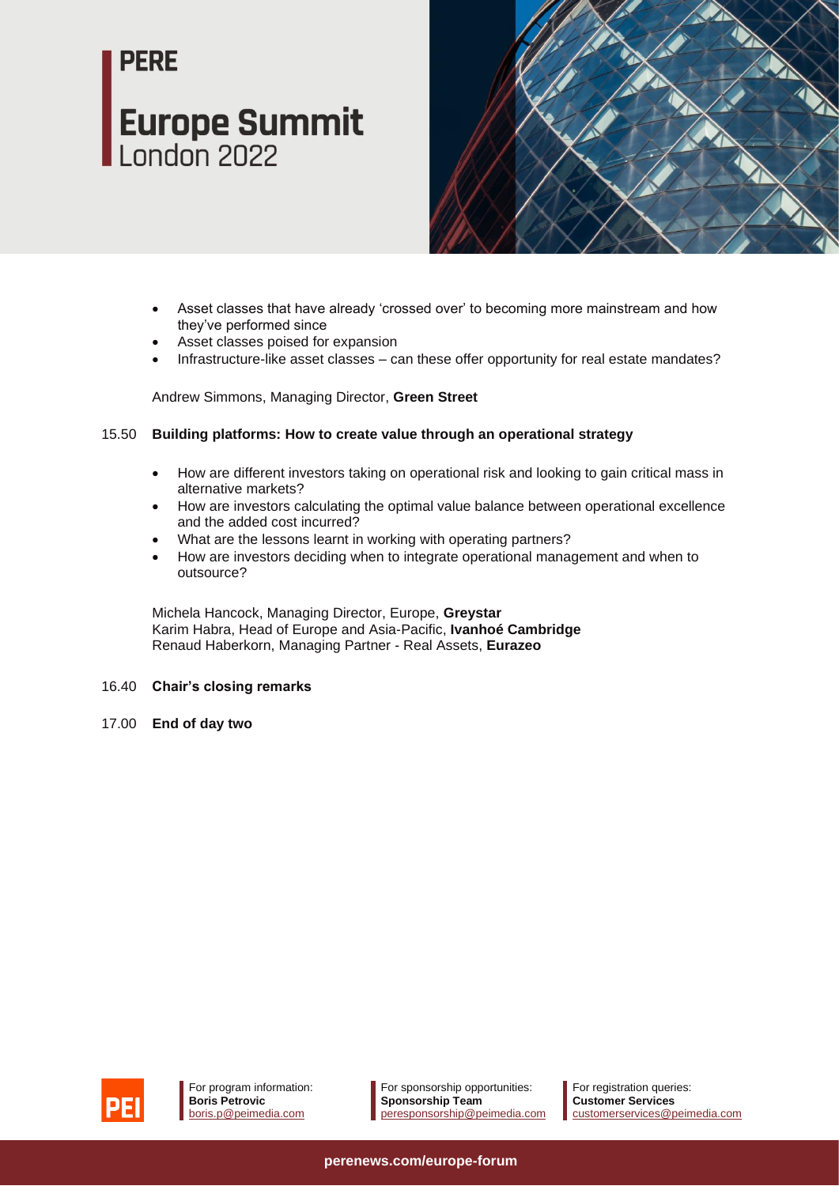- Asset classes that have already 'crossed over' to becoming more mainstream and how they've performed since
- Asset classes poised for expansion
- Infrastructure-like asset classes – can these offer opportunity for real estate mandates?

Andrew Simmons, Managing Director, **Green Street**

15.50 **Building platforms: How to create value through an operational strategy**

- How are different investors taking on operational risk and looking to gain critical mass in alternative markets?
- How are investors calculating the optimal value balance between operational excellence and the added cost incurred?
- What are the lessons learnt in working with operating partners?
- How are investors deciding when to integrate operational management and when to outsource?

Michela Hancock, Managing Director, Europe, **Greystar**
Karim Habra, Head of Europe and Asia-Pacific, **Ivanhoé Cambridge**
Renaud Haberkorn, Managing Partner - Real Assets, **Eurazeo**

16.40 **Chair's closing remarks**

17.00 **End of day two**

For program information:
**Boris Petrovic**
boris.p@peimedia.com

For sponsorship opportunities:
**Sponsorship Team**
peresponsorship@peimedia.com

For registration queries:
**Customer Services**
customerservices@peimedia.com

**perenews.com/europe-forum**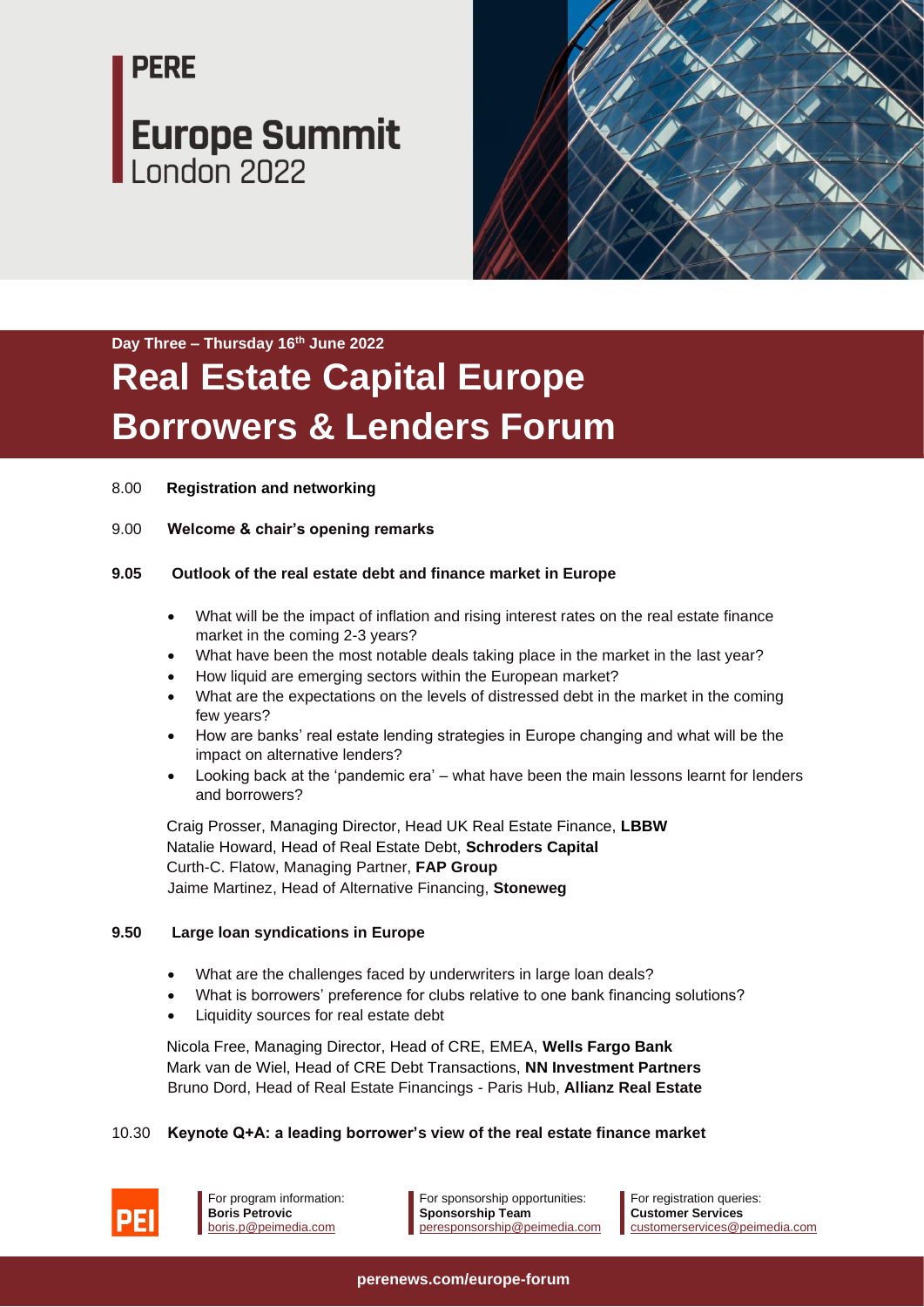# PERE

## Europe Summit
London 2022

Day Three – Thursday 16th June 2022

# Real Estate Capital Europe Borrowers & Lenders Forum

8.00 **Registration and networking**

9.00 **Welcome & chair's opening remarks**

**9.05 Outlook of the real estate debt and finance market in Europe**

- What will be the impact of inflation and rising interest rates on the real estate finance market in the coming 2-3 years?
- What have been the most notable deals taking place in the market in the last year?
- How liquid are emerging sectors within the European market?
- What are the expectations on the levels of distressed debt in the market in the coming few years?
- How are banks' real estate lending strategies in Europe changing and what will be the impact on alternative lenders?
- Looking back at the 'pandemic era' – what have been the main lessons learnt for lenders and borrowers?

Craig Prosser, Managing Director, Head UK Real Estate Finance, **LBBW**
Natalie Howard, Head of Real Estate Debt, **Schroders Capital**
Curth-C. Flatow, Managing Partner, **FAP Group**
Jaime Martinez, Head of Alternative Financing, **Stoneweg**

**9.50 Large loan syndications in Europe**

- What are the challenges faced by underwriters in large loan deals?
- What is borrowers' preference for clubs relative to one bank financing solutions?
- Liquidity sources for real estate debt

Nicola Free, Managing Director, Head of CRE, EMEA, **Wells Fargo Bank**
Mark van de Wiel, Head of CRE Debt Transactions, **NN Investment Partners**
Bruno Dord, Head of Real Estate Financings - Paris Hub, **Allianz Real Estate**

10.30 **Keynote Q+A: a leading borrower's view of the real estate finance market**

For program information:
**Boris Petrovic**
boris.p@peimedia.com

For sponsorship opportunities:
**Sponsorship Team**
peresponsorship@peimedia.com

For registration queries:
**Customer Services**
customerservices@peimedia.com

perenews.com/europe-forum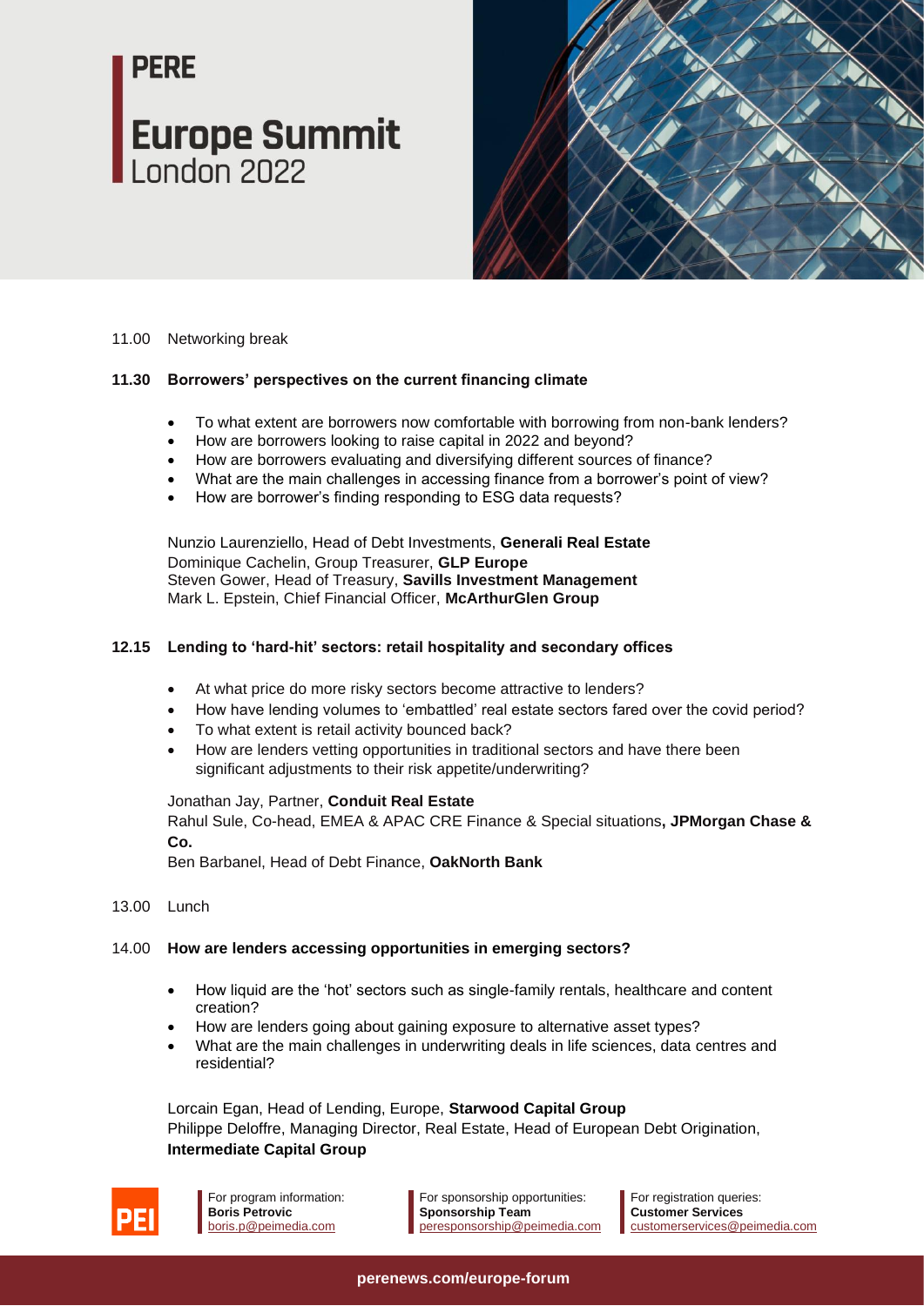# PERE

## Europe Summit
London 2022

11.00 Networking break

**11.30 Borrowers' perspectives on the current financing climate**

- To what extent are borrowers now comfortable with borrowing from non-bank lenders?
- How are borrowers looking to raise capital in 2022 and beyond?
- How are borrowers evaluating and diversifying different sources of finance?
- What are the main challenges in accessing finance from a borrower's point of view?
- How are borrower's finding responding to ESG data requests?

Nunzio Laurenziello, Head of Debt Investments, **Generali Real Estate**
Dominique Cachelin, Group Treasurer, **GLP Europe**
Steven Gower, Head of Treasury, **Savills Investment Management**
Mark L. Epstein, Chief Financial Officer, **McArthurGlen Group**

**12.15 Lending to 'hard-hit' sectors: retail hospitality and secondary offices**

- At what price do more risky sectors become attractive to lenders?
- How have lending volumes to 'embattled' real estate sectors fared over the covid period?
- To what extent is retail activity bounced back?
- How are lenders vetting opportunities in traditional sectors and have there been significant adjustments to their risk appetite/underwriting?

Jonathan Jay, Partner, **Conduit Real Estate**
Rahul Sule, Co-head, EMEA & APAC CRE Finance & Special situations**, JPMorgan Chase & Co.**
Ben Barbanel, Head of Debt Finance, **OakNorth Bank**

13.00 Lunch

14.00 **How are lenders accessing opportunities in emerging sectors?**

- How liquid are the 'hot' sectors such as single-family rentals, healthcare and content creation?
- How are lenders going about gaining exposure to alternative asset types?
- What are the main challenges in underwriting deals in life sciences, data centres and residential?

Lorcain Egan, Head of Lending, Europe, **Starwood Capital Group**
Philippe Deloffre, Managing Director, Real Estate, Head of European Debt Origination, **Intermediate Capital Group**

For program information:
**Boris Petrovic**
boris.p@peimedia.com

For sponsorship opportunities:
**Sponsorship Team**
peresponsorship@peimedia.com

For registration queries:
**Customer Services**
customerservices@peimedia.com

perenews.com/europe-forum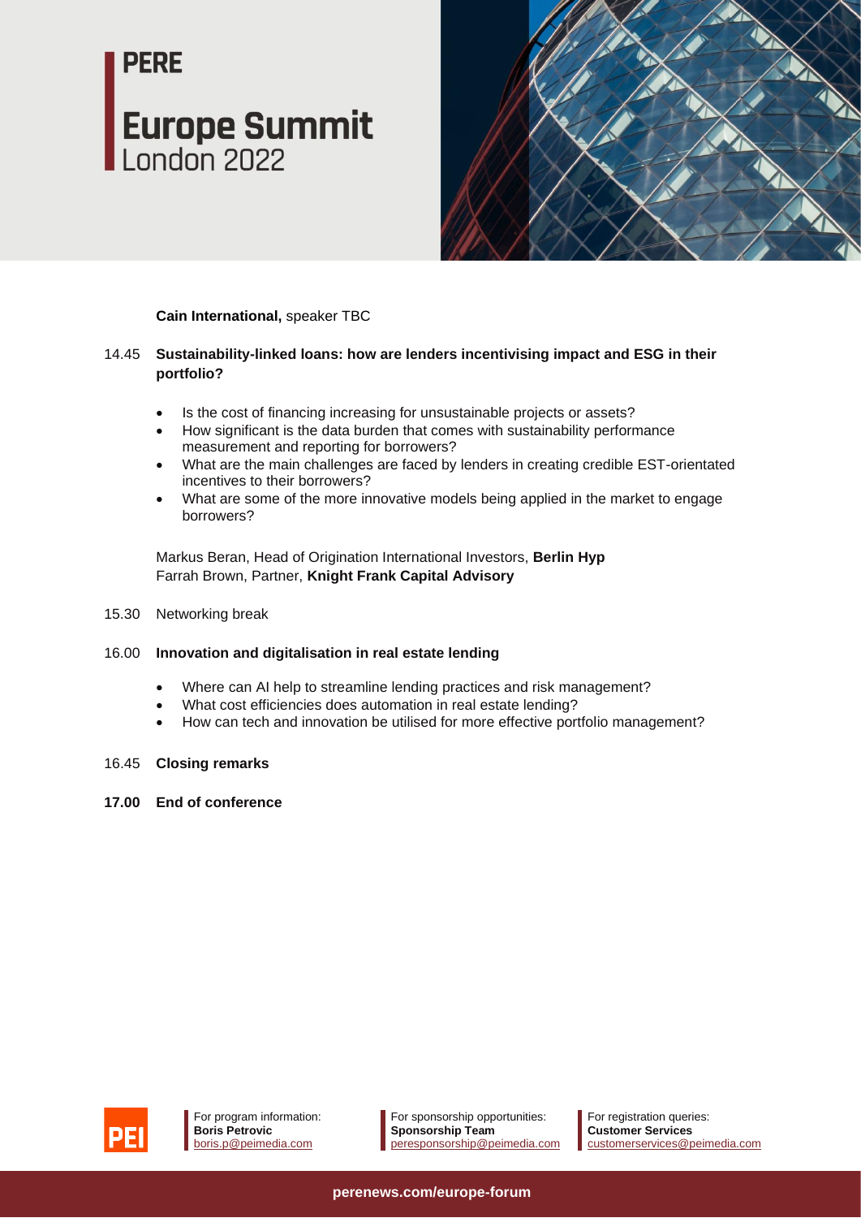**Cain International,** speaker TBC

14.45 **Sustainability-linked loans: how are lenders incentivising impact and ESG in their portfolio?**

- Is the cost of financing increasing for unsustainable projects or assets?
- How significant is the data burden that comes with sustainability performance measurement and reporting for borrowers?
- What are the main challenges are faced by lenders in creating credible EST-orientated incentives to their borrowers?
- What are some of the more innovative models being applied in the market to engage borrowers?

Markus Beran, Head of Origination International Investors, **Berlin Hyp**
Farrah Brown, Partner, **Knight Frank Capital Advisory**

15.30 Networking break

16.00 **Innovation and digitalisation in real estate lending**

- Where can AI help to streamline lending practices and risk management?
- What cost efficiencies does automation in real estate lending?
- How can tech and innovation be utilised for more effective portfolio management?

16.45 **Closing remarks**

**17.00 End of conference**

For program information:
**Boris Petrovic**
boris.p@peimedia.com

For sponsorship opportunities:
**Sponsorship Team**
peresponsorship@peimedia.com

For registration queries:
**Customer Services**
customerservices@peimedia.com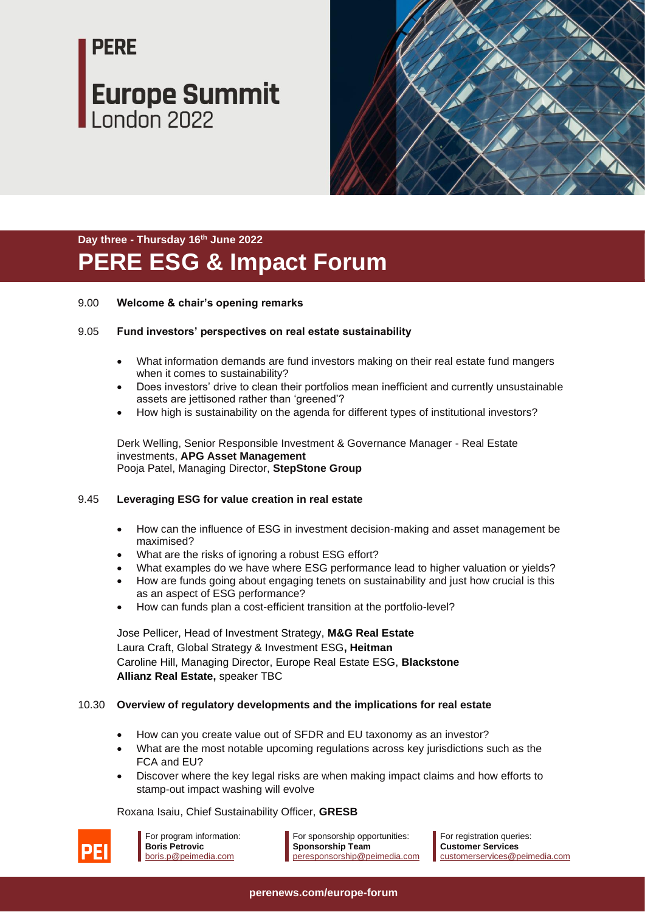# PERE

# Europe Summit
London 2022

Day three - Thursday 16th June 2022

## PERE ESG & Impact Forum

9.00 **Welcome & chair's opening remarks**

9.05 **Fund investors' perspectives on real estate sustainability**

- What information demands are fund investors making on their real estate fund mangers when it comes to sustainability?
- Does investors' drive to clean their portfolios mean inefficient and currently unsustainable assets are jettisoned rather than 'greened'?
- How high is sustainability on the agenda for different types of institutional investors?

Derk Welling, Senior Responsible Investment & Governance Manager - Real Estate investments, **APG Asset Management**
Pooja Patel, Managing Director, **StepStone Group**

9.45 **Leveraging ESG for value creation in real estate**

- How can the influence of ESG in investment decision-making and asset management be maximised?
- What are the risks of ignoring a robust ESG effort?
- What examples do we have where ESG performance lead to higher valuation or yields?
- How are funds going about engaging tenets on sustainability and just how crucial is this as an aspect of ESG performance?
- How can funds plan a cost-efficient transition at the portfolio-level?

Jose Pellicer, Head of Investment Strategy, **M&G Real Estate**
Laura Craft, Global Strategy & Investment ESG**, Heitman**
Caroline Hill, Managing Director, Europe Real Estate ESG, **Blackstone**
**Allianz Real Estate,** speaker TBC

10.30 **Overview of regulatory developments and the implications for real estate**

- How can you create value out of SFDR and EU taxonomy as an investor?
- What are the most notable upcoming regulations across key jurisdictions such as the FCA and EU?
- Discover where the key legal risks are when making impact claims and how efforts to stamp-out impact washing will evolve

Roxana Isaiu, Chief Sustainability Officer, **GRESB**

For program information:
**Boris Petrovic**
boris.p@peimedia.com

For sponsorship opportunities:
**Sponsorship Team**
peresponsorship@peimedia.com

For registration queries:
**Customer Services**
customerservices@peimedia.com

perenews.com/europe-forum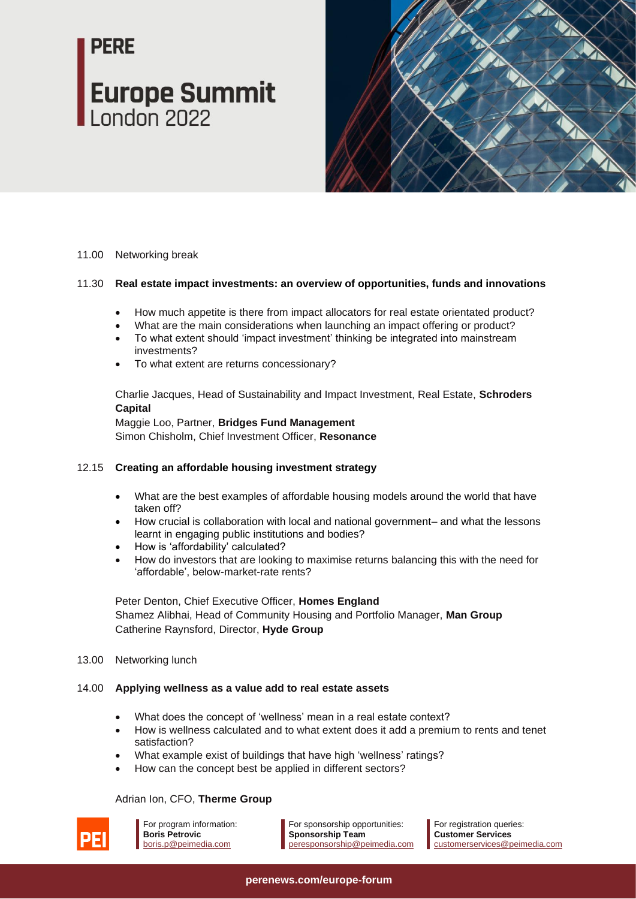# PERE

## Europe Summit
London 2022

11.00 Networking break

**11.30 Real estate impact investments: an overview of opportunities, funds and innovations**

- How much appetite is there from impact allocators for real estate orientated product?
- What are the main considerations when launching an impact offering or product?
- To what extent should 'impact investment' thinking be integrated into mainstream investments?
- To what extent are returns concessionary?

Charlie Jacques, Head of Sustainability and Impact Investment, Real Estate, **Schroders Capital**
Maggie Loo, Partner, **Bridges Fund Management**
Simon Chisholm, Chief Investment Officer, **Resonance**

**12.15 Creating an affordable housing investment strategy**

- What are the best examples of affordable housing models around the world that have taken off?
- How crucial is collaboration with local and national government– and what the lessons learnt in engaging public institutions and bodies?
- How is 'affordability' calculated?
- How do investors that are looking to maximise returns balancing this with the need for 'affordable', below-market-rate rents?

Peter Denton, Chief Executive Officer, **Homes England**
Shamez Alibhai, Head of Community Housing and Portfolio Manager, **Man Group**
Catherine Raynsford, Director, **Hyde Group**

13.00 Networking lunch

**14.00 Applying wellness as a value add to real estate assets**

- What does the concept of 'wellness' mean in a real estate context?
- How is wellness calculated and to what extent does it add a premium to rents and tenet satisfaction?
- What example exist of buildings that have high 'wellness' ratings?
- How can the concept best be applied in different sectors?

Adrian Ion, CFO, **Therme Group**

For program information:
**Boris Petrovic**
boris.p@peimedia.com

For sponsorship opportunities:
**Sponsorship Team**
peresponsorship@peimedia.com

For registration queries:
**Customer Services**
customerservices@peimedia.com

**perenews.com/europe-forum**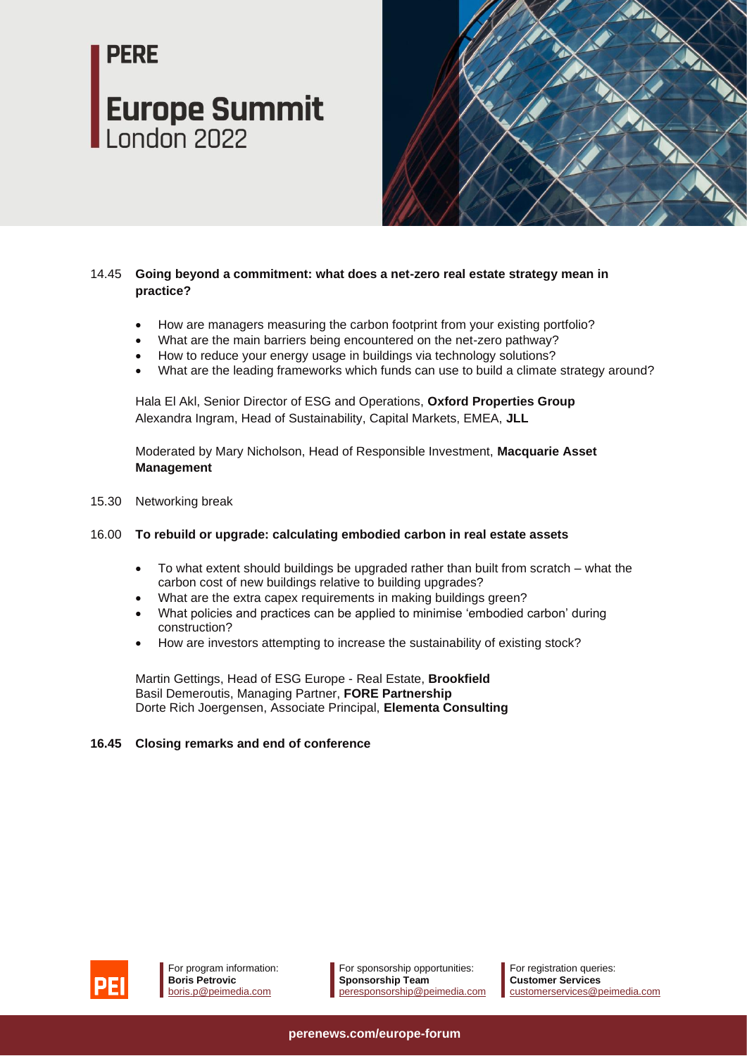14.45 **Going beyond a commitment: what does a net-zero real estate strategy mean in practice?**

- How are managers measuring the carbon footprint from your existing portfolio?
- What are the main barriers being encountered on the net-zero pathway?
- How to reduce your energy usage in buildings via technology solutions?
- What are the leading frameworks which funds can use to build a climate strategy around?

Hala El Akl, Senior Director of ESG and Operations, **Oxford Properties Group**
Alexandra Ingram, Head of Sustainability, Capital Markets, EMEA, **JLL**

Moderated by Mary Nicholson, Head of Responsible Investment, **Macquarie Asset Management**

15.30 Networking break

16.00 **To rebuild or upgrade: calculating embodied carbon in real estate assets**

- To what extent should buildings be upgraded rather than built from scratch – what the carbon cost of new buildings relative to building upgrades?
- What are the extra capex requirements in making buildings green?
- What policies and practices can be applied to minimise 'embodied carbon' during construction?
- How are investors attempting to increase the sustainability of existing stock?

Martin Gettings, Head of ESG Europe - Real Estate, **Brookfield**
Basil Demeroutis, Managing Partner, **FORE Partnership**
Dorte Rich Joergensen, Associate Principal, **Elementa Consulting**

**16.45 Closing remarks and end of conference**

For program information:
**Boris Petrovic**
boris.p@peimedia.com

For sponsorship opportunities:
**Sponsorship Team**
peresponsorship@peimedia.com

For registration queries:
**Customer Services**
customerservices@peimedia.com